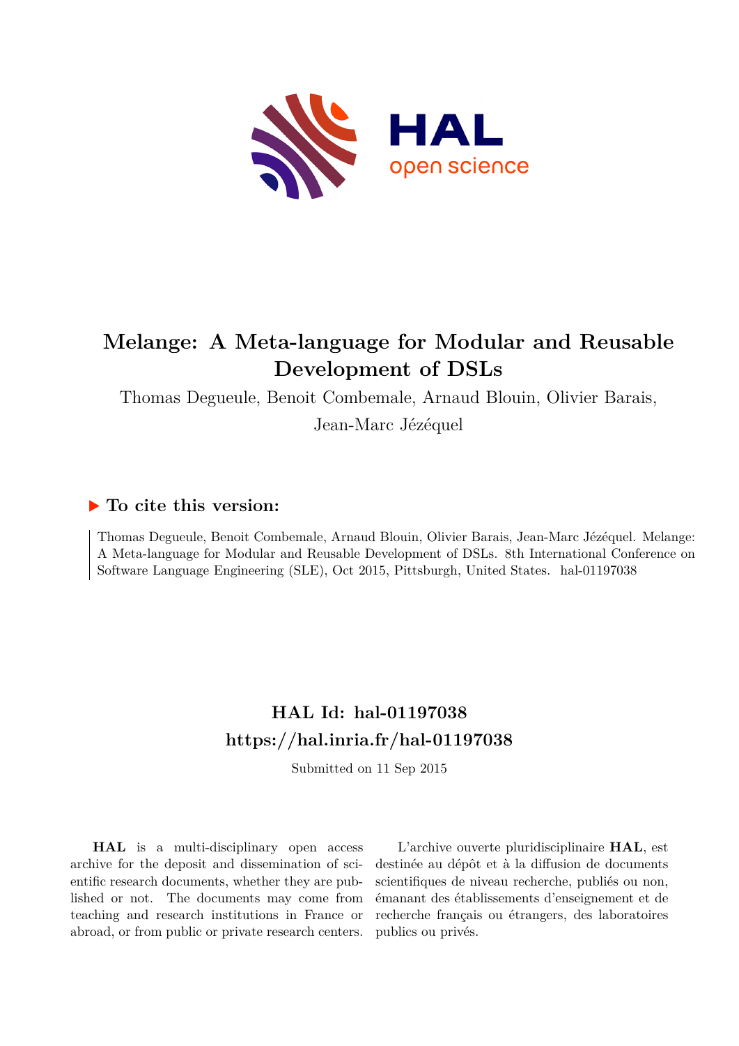# Melange: A Meta-language for Modular and Reusable Development of DSLs

Thomas Degueule, Benoit Combemale, Arnaud Blouin, Olivier Barais, Jean-Marc Jézéquel

## To cite this version:

Thomas Degueule, Benoit Combemale, Arnaud Blouin, Olivier Barais, Jean-Marc Jézéquel. Melange: A Meta-language for Modular and Reusable Development of DSLs. 8th International Conference on Software Language Engineering (SLE), Oct 2015, Pittsburgh, United States. hal-01197038

## HAL Id: hal-01197038
## https://hal.inria.fr/hal-01197038

Submitted on 11 Sep 2015

**HAL** is a multi-disciplinary open access archive for the deposit and dissemination of scientific research documents, whether they are published or not. The documents may come from teaching and research institutions in France or abroad, or from public or private research centers.

L'archive ouverte pluridisciplinaire **HAL**, est destinée au dépôt et à la diffusion de documents scientifiques de niveau recherche, publiés ou non, émanant des établissements d'enseignement et de recherche français ou étrangers, des laboratoires publics ou privés.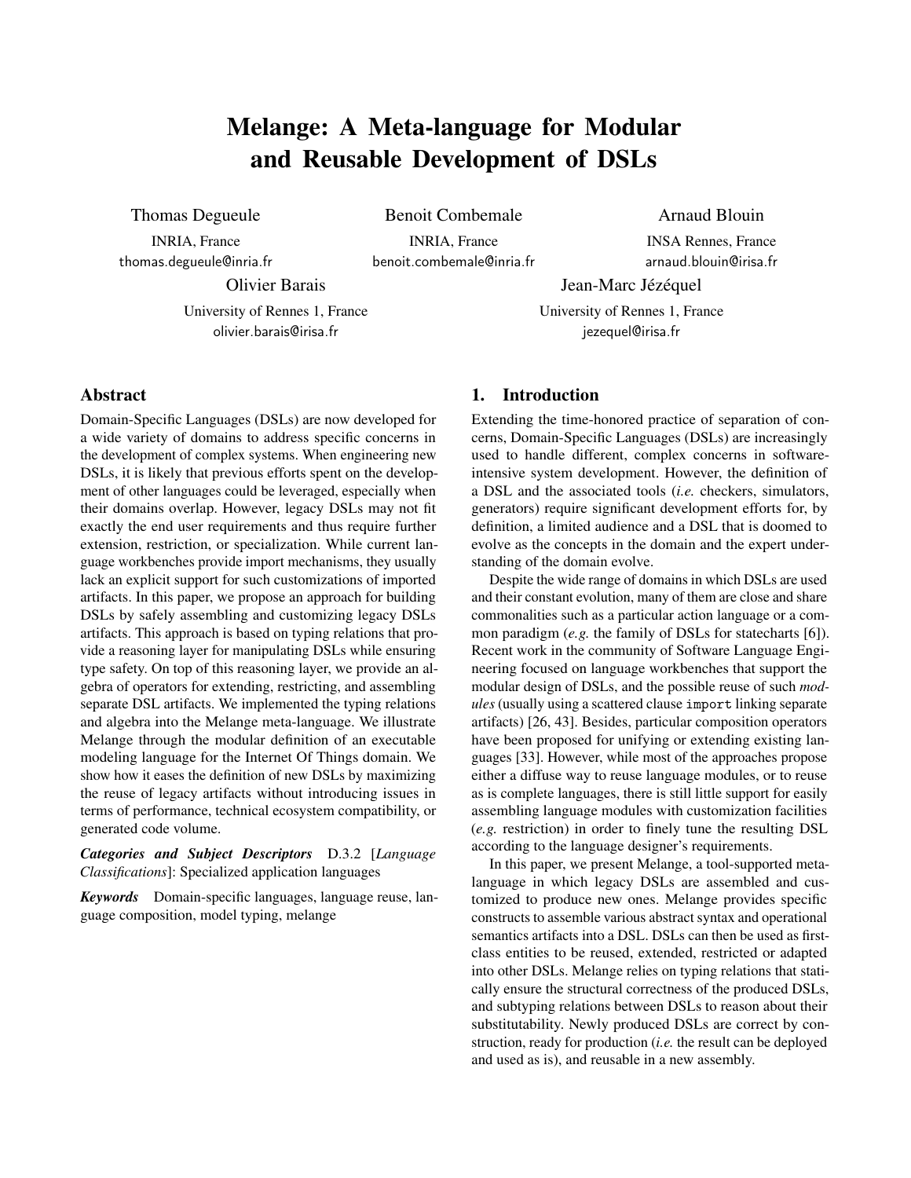# Melange: A Meta-language for Modular and Reusable Development of DSLs

Thomas Degueule
INRIA, France
thomas.degueule@inria.fr

Benoit Combemale
INRIA, France
benoit.combemale@inria.fr

Arnaud Blouin
INSA Rennes, France
arnaud.blouin@irisa.fr

Olivier Barais
University of Rennes 1, France
olivier.barais@irisa.fr

Jean-Marc Jézéquel
University of Rennes 1, France
jezequel@irisa.fr

## Abstract

Domain-Specific Languages (DSLs) are now developed for a wide variety of domains to address specific concerns in the development of complex systems. When engineering new DSLs, it is likely that previous efforts spent on the development of other languages could be leveraged, especially when their domains overlap. However, legacy DSLs may not fit exactly the end user requirements and thus require further extension, restriction, or specialization. While current language workbenches provide import mechanisms, they usually lack an explicit support for such customizations of imported artifacts. In this paper, we propose an approach for building DSLs by safely assembling and customizing legacy DSLs artifacts. This approach is based on typing relations that provide a reasoning layer for manipulating DSLs while ensuring type safety. On top of this reasoning layer, we provide an algebra of operators for extending, restricting, and assembling separate DSL artifacts. We implemented the typing relations and algebra into the Melange meta-language. We illustrate Melange through the modular definition of an executable modeling language for the Internet Of Things domain. We show how it eases the definition of new DSLs by maximizing the reuse of legacy artifacts without introducing issues in terms of performance, technical ecosystem compatibility, or generated code volume.

***Categories and Subject Descriptors*** D.3.2 [*Language Classifications*]: Specialized application languages

***Keywords*** Domain-specific languages, language reuse, language composition, model typing, melange

## 1. Introduction

Extending the time-honored practice of separation of concerns, Domain-Specific Languages (DSLs) are increasingly used to handle different, complex concerns in software-intensive system development. However, the definition of a DSL and the associated tools (*i.e.* checkers, simulators, generators) require significant development efforts for, by definition, a limited audience and a DSL that is doomed to evolve as the concepts in the domain and the expert understanding of the domain evolve.

Despite the wide range of domains in which DSLs are used and their constant evolution, many of them are close and share commonalities such as a particular action language or a common paradigm (*e.g.* the family of DSLs for statecharts [6]). Recent work in the community of Software Language Engineering focused on language workbenches that support the modular design of DSLs, and the possible reuse of such *modules* (usually using a scattered clause `import` linking separate artifacts) [26, 43]. Besides, particular composition operators have been proposed for unifying or extending existing languages [33]. However, while most of the approaches propose either a diffuse way to reuse language modules, or to reuse as is complete languages, there is still little support for easily assembling language modules with customization facilities (*e.g.* restriction) in order to finely tune the resulting DSL according to the language designer's requirements.

In this paper, we present Melange, a tool-supported meta-language in which legacy DSLs are assembled and customized to produce new ones. Melange provides specific constructs to assemble various abstract syntax and operational semantics artifacts into a DSL. DSLs can then be used as first-class entities to be reused, extended, restricted or adapted into other DSLs. Melange relies on typing relations that statically ensure the structural correctness of the produced DSLs, and subtyping relations between DSLs to reason about their substitutability. Newly produced DSLs are correct by construction, ready for production (*i.e.* the result can be deployed and used as is), and reusable in a new assembly.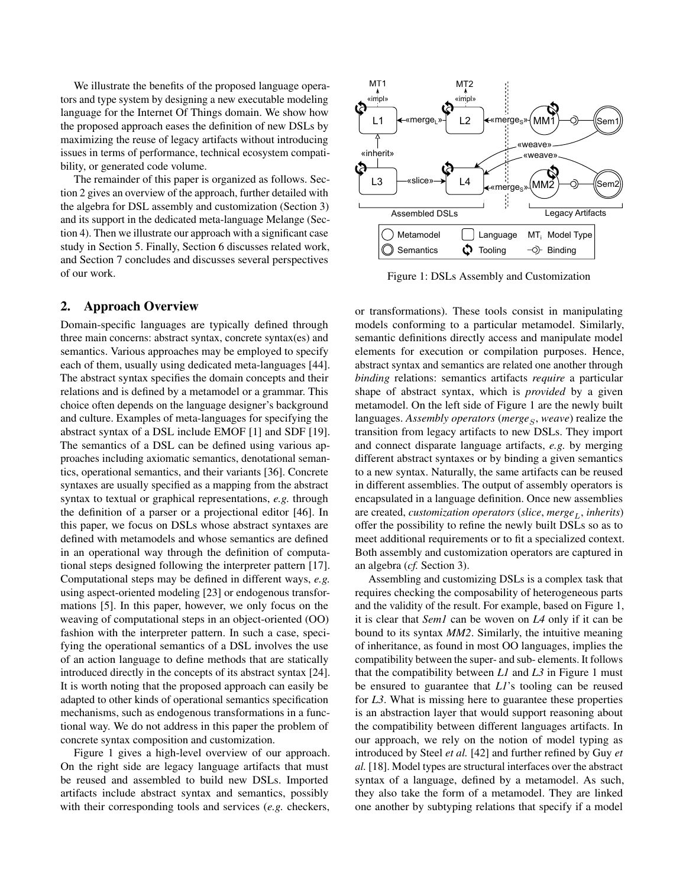We illustrate the benefits of the proposed language operators and type system by designing a new executable modeling language for the Internet Of Things domain. We show how the proposed approach eases the definition of new DSLs by maximizing the reuse of legacy artifacts without introducing issues in terms of performance, technical ecosystem compatibility, or generated code volume.

The remainder of this paper is organized as follows. Section 2 gives an overview of the approach, further detailed with the algebra for DSL assembly and customization (Section 3) and its support in the dedicated meta-language Melange (Section 4). Then we illustrate our approach with a significant case study in Section 5. Finally, Section 6 discusses related work, and Section 7 concludes and discusses several perspectives of our work.

## 2. Approach Overview

Domain-specific languages are typically defined through three main concerns: abstract syntax, concrete syntax(es) and semantics. Various approaches may be employed to specify each of them, usually using dedicated meta-languages [44]. The abstract syntax specifies the domain concepts and their relations and is defined by a metamodel or a grammar. This choice often depends on the language designer's background and culture. Examples of meta-languages for specifying the abstract syntax of a DSL include EMOF [1] and SDF [19]. The semantics of a DSL can be defined using various approaches including axiomatic semantics, denotational semantics, operational semantics, and their variants [36]. Concrete syntaxes are usually specified as a mapping from the abstract syntax to textual or graphical representations, *e.g.* through the definition of a parser or a projectional editor [46]. In this paper, we focus on DSLs whose abstract syntaxes are defined with metamodels and whose semantics are defined in an operational way through the definition of computational steps designed following the interpreter pattern [17]. Computational steps may be defined in different ways, *e.g.* using aspect-oriented modeling [23] or endogenous transformations [5]. In this paper, however, we only focus on the weaving of computational steps in an object-oriented (OO) fashion with the interpreter pattern. In such a case, specifying the operational semantics of a DSL involves the use of an action language to define methods that are statically introduced directly in the concepts of its abstract syntax [24]. It is worth noting that the proposed approach can easily be adapted to other kinds of operational semantics specification mechanisms, such as endogenous transformations in a functional way. We do not address in this paper the problem of concrete syntax composition and customization.

Figure 1 gives a high-level overview of our approach. On the right side are legacy language artifacts that must be reused and assembled to build new DSLs. Imported artifacts include abstract syntax and semantics, possibly with their corresponding tools and services (*e.g.* checkers, or transformations). These tools consist in manipulating models conforming to a particular metamodel. Similarly, semantic definitions directly access and manipulate model elements for execution or compilation purposes. Hence, abstract syntax and semantics are related one another through *binding* relations: semantics artifacts *require* a particular shape of abstract syntax, which is *provided* by a given metamodel. On the left side of Figure 1 are the newly built languages. *Assembly operators* (*merge*$_S$, *weave*) realize the transition from legacy artifacts to new DSLs. They import and connect disparate language artifacts, *e.g.* by merging different abstract syntaxes or by binding a given semantics to a new syntax. Naturally, the same artifacts can be reused in different assemblies. The output of assembly operators is encapsulated in a language definition. Once new assemblies are created, *customization operators* (*slice*, *merge*$_L$, *inherits*) offer the possibility to refine the newly built DSLs so as to meet additional requirements or to fit a specialized context. Both assembly and customization operators are captured in an algebra (*cf.* Section 3).

Figure 1: DSLs Assembly and Customization

Assembling and customizing DSLs is a complex task that requires checking the composability of heterogeneous parts and the validity of the result. For example, based on Figure 1, it is clear that *Sem1* can be woven on *L4* only if it can be bound to its syntax *MM2*. Similarly, the intuitive meaning of inheritance, as found in most OO languages, implies the compatibility between the super- and sub- elements. It follows that the compatibility between *L1* and *L3* in Figure 1 must be ensured to guarantee that *L1*'s tooling can be reused for *L3*. What is missing here to guarantee these properties is an abstraction layer that would support reasoning about the compatibility between different languages artifacts. In our approach, we rely on the notion of model typing as introduced by Steel *et al.* [42] and further refined by Guy *et al.* [18]. Model types are structural interfaces over the abstract syntax of a language, defined by a metamodel. As such, they also take the form of a metamodel. They are linked one another by subtyping relations that specify if a model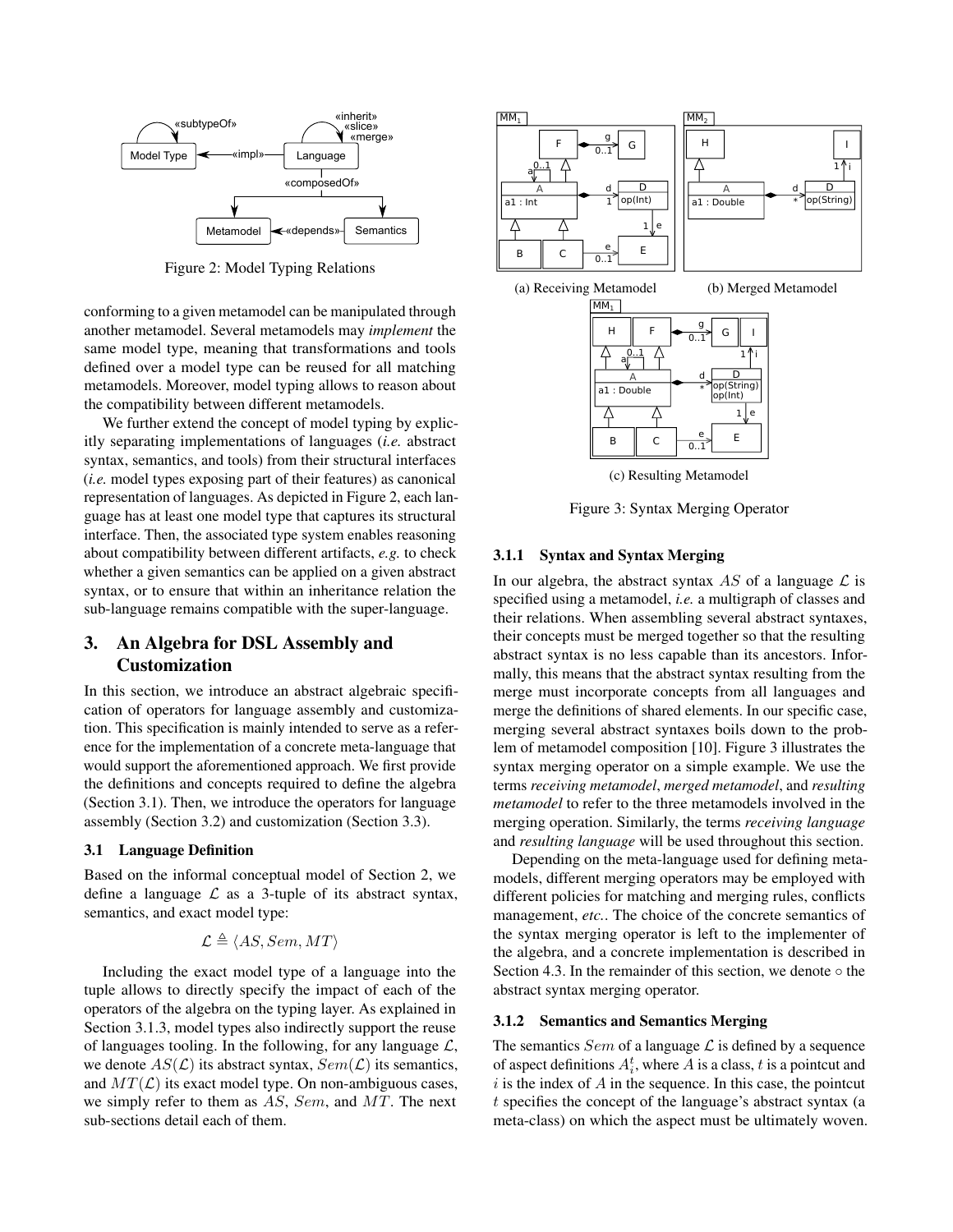Figure 2: Model Typing Relations

conforming to a given metamodel can be manipulated through another metamodel. Several metamodels may *implement* the same model type, meaning that transformations and tools defined over a model type can be reused for all matching metamodels. Moreover, model typing allows to reason about the compatibility between different metamodels.

We further extend the concept of model typing by explicitly separating implementations of languages (*i.e.* abstract syntax, semantics, and tools) from their structural interfaces (*i.e.* model types exposing part of their features) as canonical representation of languages. As depicted in Figure 2, each language has at least one model type that captures its structural interface. Then, the associated type system enables reasoning about compatibility between different artifacts, *e.g.* to check whether a given semantics can be applied on a given abstract syntax, or to ensure that within an inheritance relation the sub-language remains compatible with the super-language.

## 3. An Algebra for DSL Assembly and Customization

In this section, we introduce an abstract algebraic specification of operators for language assembly and customization. This specification is mainly intended to serve as a reference for the implementation of a concrete meta-language that would support the aforementioned approach. We first provide the definitions and concepts required to define the algebra (Section 3.1). Then, we introduce the operators for language assembly (Section 3.2) and customization (Section 3.3).

### 3.1 Language Definition

Based on the informal conceptual model of Section 2, we define a language $\mathcal{L}$ as a 3-tuple of its abstract syntax, semantics, and exact model type:

$$\mathcal{L} \triangleq \langle AS, Sem, MT \rangle$$

Including the exact model type of a language into the tuple allows to directly specify the impact of each of the operators of the algebra on the typing layer. As explained in Section 3.1.3, model types also indirectly support the reuse of languages tooling. In the following, for any language $\mathcal{L}$, we denote $AS(\mathcal{L})$ its abstract syntax, $Sem(\mathcal{L})$ its semantics, and $MT(\mathcal{L})$ its exact model type. On non-ambiguous cases, we simply refer to them as $AS$, $Sem$, and $MT$. The next sub-sections detail each of them.

(a) Receiving Metamodel (b) Merged Metamodel

(c) Resulting Metamodel

Figure 3: Syntax Merging Operator

#### 3.1.1 Syntax and Syntax Merging

In our algebra, the abstract syntax $AS$ of a language $\mathcal{L}$ is specified using a metamodel, *i.e.* a multigraph of classes and their relations. When assembling several abstract syntaxes, their concepts must be merged together so that the resulting abstract syntax is no less capable than its ancestors. Informally, this means that the abstract syntax resulting from the merge must incorporate concepts from all languages and merge the definitions of shared elements. In our specific case, merging several abstract syntaxes boils down to the problem of metamodel composition [10]. Figure 3 illustrates the syntax merging operator on a simple example. We use the terms *receiving metamodel*, *merged metamodel*, and *resulting metamodel* to refer to the three metamodels involved in the merging operation. Similarly, the terms *receiving language* and *resulting language* will be used throughout this section.

Depending on the meta-language used for defining metamodels, different merging operators may be employed with different policies for matching and merging rules, conflicts management, *etc.*. The choice of the concrete semantics of the syntax merging operator is left to the implementer of the algebra, and a concrete implementation is described in Section 4.3. In the remainder of this section, we denote $\circ$ the abstract syntax merging operator.

#### 3.1.2 Semantics and Semantics Merging

The semantics $Sem$ of a language $\mathcal{L}$ is defined by a sequence of aspect definitions $A_i^t$, where $A$ is a class, $t$ is a pointcut and $i$ is the index of $A$ in the sequence. In this case, the pointcut $t$ specifies the concept of the language's abstract syntax (a meta-class) on which the aspect must be ultimately woven.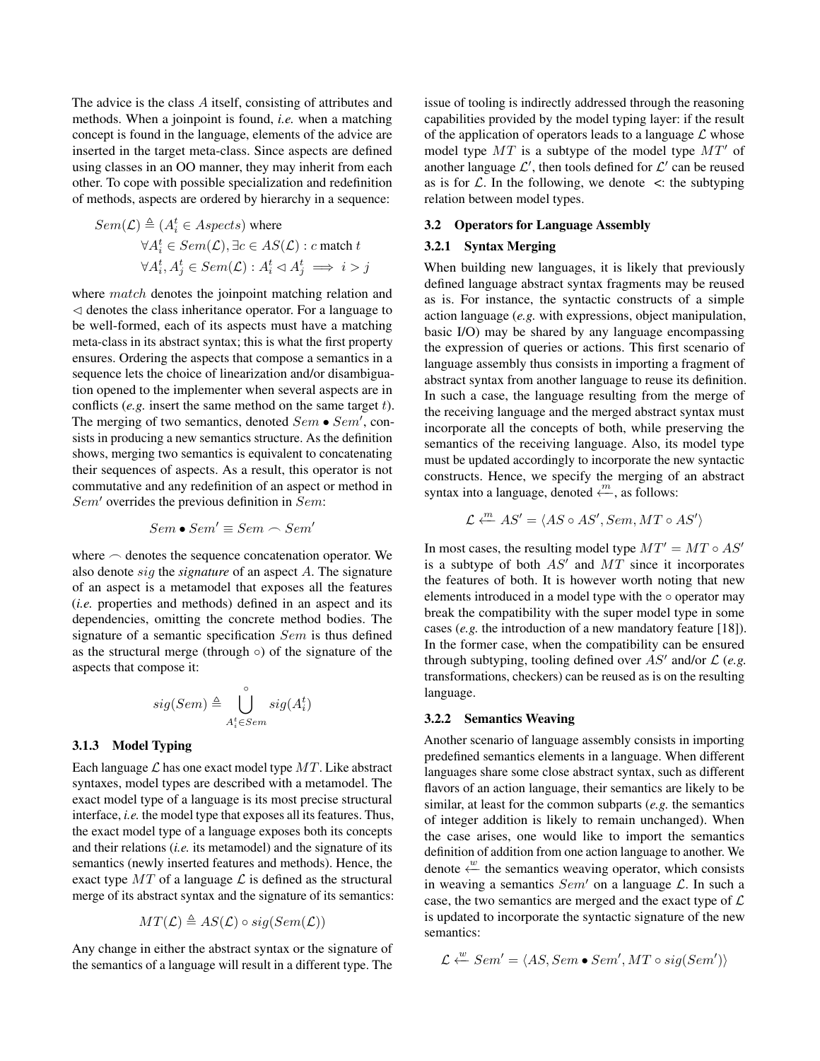The advice is the class $A$ itself, consisting of attributes and methods. When a joinpoint is found, *i.e.* when a matching concept is found in the language, elements of the advice are inserted in the target meta-class. Since aspects are defined using classes in an OO manner, they may inherit from each other. To cope with possible specialization and redefinition of methods, aspects are ordered by hierarchy in a sequence:

$$
\begin{aligned}
Sem(\mathcal{L}) \triangleq (A_i^t \in Aspects) & \text{ where} \\
\forall A_i^t \in Sem(\mathcal{L}), \exists c \in AS(\mathcal{L}) &: c \text{ match } t \\
\forall A_i^t, A_j^t \in Sem(\mathcal{L}) &: A_i^t \lhd A_j^t \implies i > j
\end{aligned}
$$

where $match$ denotes the joinpoint matching relation and $\lhd$ denotes the class inheritance operator. For a language to be well-formed, each of its aspects must have a matching meta-class in its abstract syntax; this is what the first property ensures. Ordering the aspects that compose a semantics in a sequence lets the choice of linearization and/or disambiguation opened to the implementer when several aspects are in conflicts (*e.g.* insert the same method on the same target $t$). The merging of two semantics, denoted $Sem \bullet Sem'$, consists in producing a new semantics structure. As the definition shows, merging two semantics is equivalent to concatenating their sequences of aspects. As a result, this operator is not commutative and any redefinition of an aspect or method in $Sem'$ overrides the previous definition in $Sem$:

$$Sem \bullet Sem' \equiv Sem \frown Sem'$$

where $\frown$ denotes the sequence concatenation operator. We also denote $sig$ the *signature* of an aspect $A$. The signature of an aspect is a metamodel that exposes all the features (*i.e.* properties and methods) defined in an aspect and its dependencies, omitting the concrete method bodies. The signature of a semantic specification $Sem$ is thus defined as the structural merge (through $\circ$) of the signature of the aspects that compose it:

$$sig(Sem) \triangleq \bigcup_{A_i^t \in Sem}^{\circ} sig(A_i^t)$$

### 3.1.3 Model Typing

Each language $\mathcal{L}$ has one exact model type $MT$. Like abstract syntaxes, model types are described with a metamodel. The exact model type of a language is its most precise structural interface, *i.e.* the model type that exposes all its features. Thus, the exact model type of a language exposes both its concepts and their relations (*i.e.* its metamodel) and the signature of its semantics (newly inserted features and methods). Hence, the exact type $MT$ of a language $\mathcal{L}$ is defined as the structural merge of its abstract syntax and the signature of its semantics:

$$MT(\mathcal{L}) \triangleq AS(\mathcal{L}) \circ sig(Sem(\mathcal{L}))$$

Any change in either the abstract syntax or the signature of the semantics of a language will result in a different type. The issue of tooling is indirectly addressed through the reasoning capabilities provided by the model typing layer: if the result of the application of operators leads to a language $\mathcal{L}$ whose model type $MT$ is a subtype of the model type $MT'$ of another language $\mathcal{L}'$, then tools defined for $\mathcal{L}'$ can be reused as is for $\mathcal{L}$. In the following, we denote $<:$ the subtyping relation between model types.

## 3.2 Operators for Language Assembly

### 3.2.1 Syntax Merging

When building new languages, it is likely that previously defined language abstract syntax fragments may be reused as is. For instance, the syntactic constructs of a simple action language (*e.g.* with expressions, object manipulation, basic I/O) may be shared by any language encompassing the expression of queries or actions. This first scenario of language assembly thus consists in importing a fragment of abstract syntax from another language to reuse its definition. In such a case, the language resulting from the merge of the receiving language and the merged abstract syntax must incorporate all the concepts of both, while preserving the semantics of the receiving language. Also, its model type must be updated accordingly to incorporate the new syntactic constructs. Hence, we specify the merging of an abstract syntax into a language, denoted $\overset{m}{\longleftarrow}$, as follows:

$$\mathcal{L} \overset{m}{\longleftarrow} AS' = \langle AS \circ AS', Sem, MT \circ AS' \rangle$$

In most cases, the resulting model type $MT' = MT \circ AS'$ is a subtype of both $AS'$ and $MT$ since it incorporates the features of both. It is however worth noting that new elements introduced in a model type with the $\circ$ operator may break the compatibility with the super model type in some cases (*e.g.* the introduction of a new mandatory feature [18]). In the former case, when the compatibility can be ensured through subtyping, tooling defined over $AS'$ and/or $\mathcal{L}$ (*e.g.* transformations, checkers) can be reused as is on the resulting language.

### 3.2.2 Semantics Weaving

Another scenario of language assembly consists in importing predefined semantics elements in a language. When different languages share some close abstract syntax, such as different flavors of an action language, their semantics are likely to be similar, at least for the common subparts (*e.g.* the semantics of integer addition is likely to remain unchanged). When the case arises, one would like to import the semantics definition of addition from one action language to another. We denote $\overset{w}{\longleftarrow}$ the semantics weaving operator, which consists in weaving a semantics $Sem'$ on a language $\mathcal{L}$. In such a case, the two semantics are merged and the exact type of $\mathcal{L}$ is updated to incorporate the syntactic signature of the new semantics:

$$\mathcal{L} \overset{w}{\longleftarrow} Sem' = \langle AS, Sem \bullet Sem', MT \circ sig(Sem') \rangle$$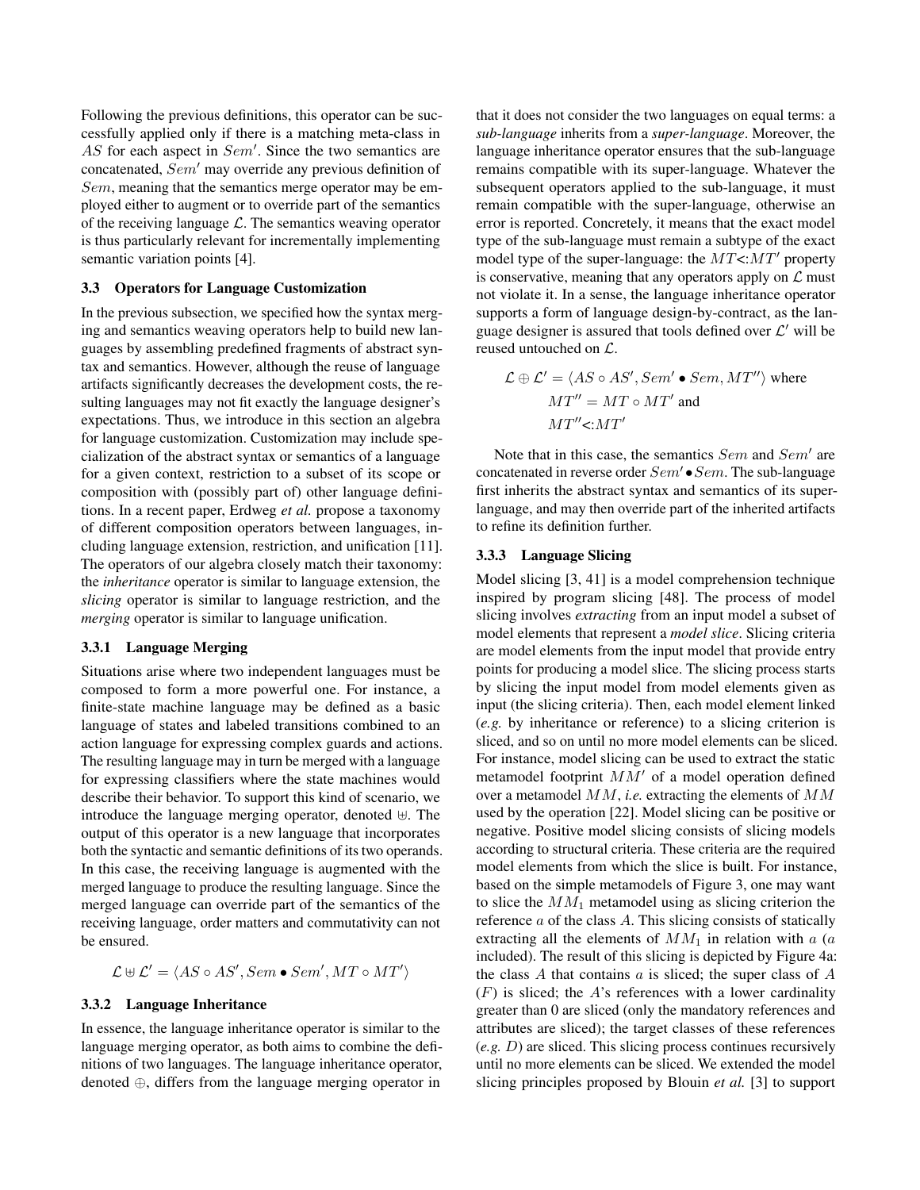Following the previous definitions, this operator can be successfully applied only if there is a matching meta-class in $AS$ for each aspect in $Sem'$. Since the two semantics are concatenated, $Sem'$ may override any previous definition of $Sem$, meaning that the semantics merge operator may be employed either to augment or to override part of the semantics of the receiving language $\mathcal{L}$. The semantics weaving operator is thus particularly relevant for incrementally implementing semantic variation points [4].

### 3.3 Operators for Language Customization

In the previous subsection, we specified how the syntax merging and semantics weaving operators help to build new languages by assembling predefined fragments of abstract syntax and semantics. However, although the reuse of language artifacts significantly decreases the development costs, the resulting languages may not fit exactly the language designer's expectations. Thus, we introduce in this section an algebra for language customization. Customization may include specialization of the abstract syntax or semantics of a language for a given context, restriction to a subset of its scope or composition with (possibly part of) other language definitions. In a recent paper, Erdweg *et al.* propose a taxonomy of different composition operators between languages, including language extension, restriction, and unification [11]. The operators of our algebra closely match their taxonomy: the *inheritance* operator is similar to language extension, the *slicing* operator is similar to language restriction, and the *merging* operator is similar to language unification.

#### 3.3.1 Language Merging

Situations arise where two independent languages must be composed to form a more powerful one. For instance, a finite-state machine language may be defined as a basic language of states and labeled transitions combined to an action language for expressing complex guards and actions. The resulting language may in turn be merged with a language for expressing classifiers where the state machines would describe their behavior. To support this kind of scenario, we introduce the language merging operator, denoted $\uplus$. The output of this operator is a new language that incorporates both the syntactic and semantic definitions of its two operands. In this case, the receiving language is augmented with the merged language to produce the resulting language. Since the merged language can override part of the semantics of the receiving language, order matters and commutativity can not be ensured.

$$\mathcal{L} \uplus \mathcal{L}' = \langle AS \circ AS', Sem \bullet Sem', MT \circ MT' \rangle$$

#### 3.3.2 Language Inheritance

In essence, the language inheritance operator is similar to the language merging operator, as both aims to combine the definitions of two languages. The language inheritance operator, denoted $\oplus$, differs from the language merging operator in that it does not consider the two languages on equal terms: a *sub-language* inherits from a *super-language*. Moreover, the language inheritance operator ensures that the sub-language remains compatible with its super-language. Whatever the subsequent operators applied to the sub-language, it must remain compatible with the super-language, otherwise an error is reported. Concretely, it means that the exact model type of the sub-language must remain a subtype of the exact model type of the super-language: the $MT {<:} MT'$ property is conservative, meaning that any operators apply on $\mathcal{L}$ must not violate it. In a sense, the language inheritance operator supports a form of language design-by-contract, as the language designer is assured that tools defined over $\mathcal{L}'$ will be reused untouched on $\mathcal{L}$.

$$\mathcal{L} \oplus \mathcal{L}' = \langle AS \circ AS', Sem' \bullet Sem, MT'' \rangle \text{ where}$$
$$MT'' = MT \circ MT' \text{ and}$$
$$MT'' {<:} MT'$$

Note that in this case, the semantics $Sem$ and $Sem'$ are concatenated in reverse order $Sem' \bullet Sem$. The sub-language first inherits the abstract syntax and semantics of its super-language, and may then override part of the inherited artifacts to refine its definition further.

#### 3.3.3 Language Slicing

Model slicing [3, 41] is a model comprehension technique inspired by program slicing [48]. The process of model slicing involves *extracting* from an input model a subset of model elements that represent a *model slice*. Slicing criteria are model elements from the input model that provide entry points for producing a model slice. The slicing process starts by slicing the input model from model elements given as input (the slicing criteria). Then, each model element linked (*e.g.* by inheritance or reference) to a slicing criterion is sliced, and so on until no more model elements can be sliced. For instance, model slicing can be used to extract the static metamodel footprint $MM'$ of a model operation defined over a metamodel $MM$, *i.e.* extracting the elements of $MM$ used by the operation [22]. Model slicing can be positive or negative. Positive model slicing consists of slicing models according to structural criteria. These criteria are the required model elements from which the slice is built. For instance, based on the simple metamodels of Figure 3, one may want to slice the $MM_1$ metamodel using as slicing criterion the reference $a$ of the class $A$. This slicing consists of statically extracting all the elements of $MM_1$ in relation with $a$ ($a$ included). The result of this slicing is depicted by Figure 4a: the class $A$ that contains $a$ is sliced; the super class of $A$ ($F$) is sliced; the $A$'s references with a lower cardinality greater than 0 are sliced (only the mandatory references and attributes are sliced); the target classes of these references (*e.g.* $D$) are sliced. This slicing process continues recursively until no more elements can be sliced. We extended the model slicing principles proposed by Blouin *et al.* [3] to support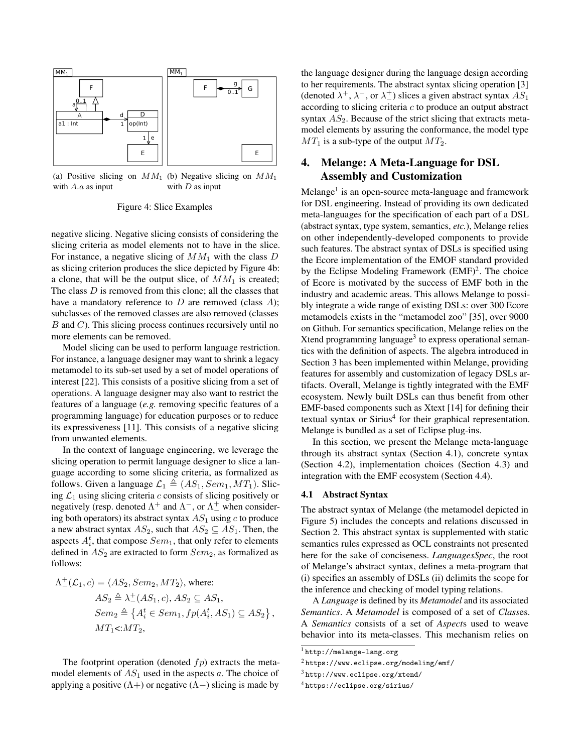(a) Positive slicing on $MM_1$ with $A.a$ as input

(b) Negative slicing on $MM_1$ with $D$ as input

Figure 4: Slice Examples

negative slicing. Negative slicing consists of considering the slicing criteria as model elements not to have in the slice. For instance, a negative slicing of $MM_1$ with the class $D$ as slicing criterion produces the slice depicted by Figure 4b: a clone, that will be the output slice, of $MM_1$ is created; The class $D$ is removed from this clone; all the classes that have a mandatory reference to $D$ are removed (class $A$); subclasses of the removed classes are also removed (classes $B$ and $C$). This slicing process continues recursively until no more elements can be removed.

Model slicing can be used to perform language restriction. For instance, a language designer may want to shrink a legacy metamodel to its sub-set used by a set of model operations of interest [22]. This consists of a positive slicing from a set of operations. A language designer may also want to restrict the features of a language (*e.g.* removing specific features of a programming language) for education purposes or to reduce its expressiveness [11]. This consists of a negative slicing from unwanted elements.

In the context of language engineering, we leverage the slicing operation to permit language designer to slice a language according to some slicing criteria, as formalized as follows. Given a language $\mathcal{L}_1 \triangleq (AS_1, Sem_1, MT_1)$. Slicing $\mathcal{L}_1$ using slicing criteria $c$ consists of slicing positively or negatively (resp. denoted $\Lambda^+$ and $\Lambda^-$, or $\Lambda^+_-$ when considering both operators) its abstract syntax $AS_1$ using $c$ to produce a new abstract syntax $AS_2$, such that $AS_2 \subseteq AS_1$. Then, the aspects $A^t_i$, that compose $Sem_1$, that only refer to elements defined in $AS_2$ are extracted to form $Sem_2$, as formalized as follows:

$$
\begin{aligned}
\Lambda^+_-(\mathcal{L}_1, c) = \langle AS_2, Sem_2, MT_2 \rangle, &\text{ where:}\\
AS_2 &\triangleq \lambda^+_-(AS_1, c), AS_2 \subseteq AS_1,\\
Sem_2 &\triangleq \left\{ A^t_i \in Sem_1, fp(A^t_i, AS_1) \subseteq AS_2 \right\},\\
MT_1 &<: MT_2,
\end{aligned}
$$

The footprint operation (denoted $fp$) extracts the metamodel elements of $AS_1$ used in the aspects $a$. The choice of applying a positive ($\Lambda+$) or negative ($\Lambda-$) slicing is made by the language designer during the language design according to her requirements. The abstract syntax slicing operation [3] (denoted $\lambda^+$, $\lambda^-$, or $\lambda^+_-$) slices a given abstract syntax $AS_1$ according to slicing criteria $c$ to produce an output abstract syntax $AS_2$. Because of the strict slicing that extracts metamodel elements by assuring the conformance, the model type $MT_1$ is a sub-type of the output $MT_2$.

## 4. Melange: A Meta-Language for DSL Assembly and Customization

Melange[1] is an open-source meta-language and framework for DSL engineering. Instead of providing its own dedicated meta-languages for the specification of each part of a DSL (abstract syntax, type system, semantics, *etc.*), Melange relies on other independently-developed components to provide such features. The abstract syntax of DSLs is specified using the Ecore implementation of the EMOF standard provided by the Eclipse Modeling Framework (EMF)[2]. The choice of Ecore is motivated by the success of EMF both in the industry and academic areas. This allows Melange to possibly integrate a wide range of existing DSLs: over 300 Ecore metamodels exists in the "metamodel zoo" [35], over 9000 on Github. For semantics specification, Melange relies on the Xtend programming language[3] to express operational semantics with the definition of aspects. The algebra introduced in Section 3 has been implemented within Melange, providing features for assembly and customization of legacy DSLs artifacts. Overall, Melange is tightly integrated with the EMF ecosystem. Newly built DSLs can thus benefit from other EMF-based components such as Xtext [14] for defining their textual syntax or Sirius[4] for their graphical representation. Melange is bundled as a set of Eclipse plug-ins.

In this section, we present the Melange meta-language through its abstract syntax (Section 4.1), concrete syntax (Section 4.2), implementation choices (Section 4.3) and integration with the EMF ecosystem (Section 4.4).

### 4.1 Abstract Syntax

The abstract syntax of Melange (the metamodel depicted in Figure 5) includes the concepts and relations discussed in Section 2. This abstract syntax is supplemented with static semantics rules expressed as OCL constraints not presented here for the sake of conciseness. *LanguagesSpec*, the root of Melange's abstract syntax, defines a meta-program that (i) specifies an assembly of DSLs (ii) delimits the scope for the inference and checking of model typing relations.

A *Language* is defined by its *Metamodel* and its associated *Semantics*. A *Metamodel* is composed of a set of *Class*es. A *Semantics* consists of a set of *Aspect*s used to weave behavior into its meta-classes. This mechanism relies on

[1] http://melange-lang.org

[2] https://www.eclipse.org/modeling/emf/

[3] http://www.eclipse.org/xtend/

[4] https://eclipse.org/sirius/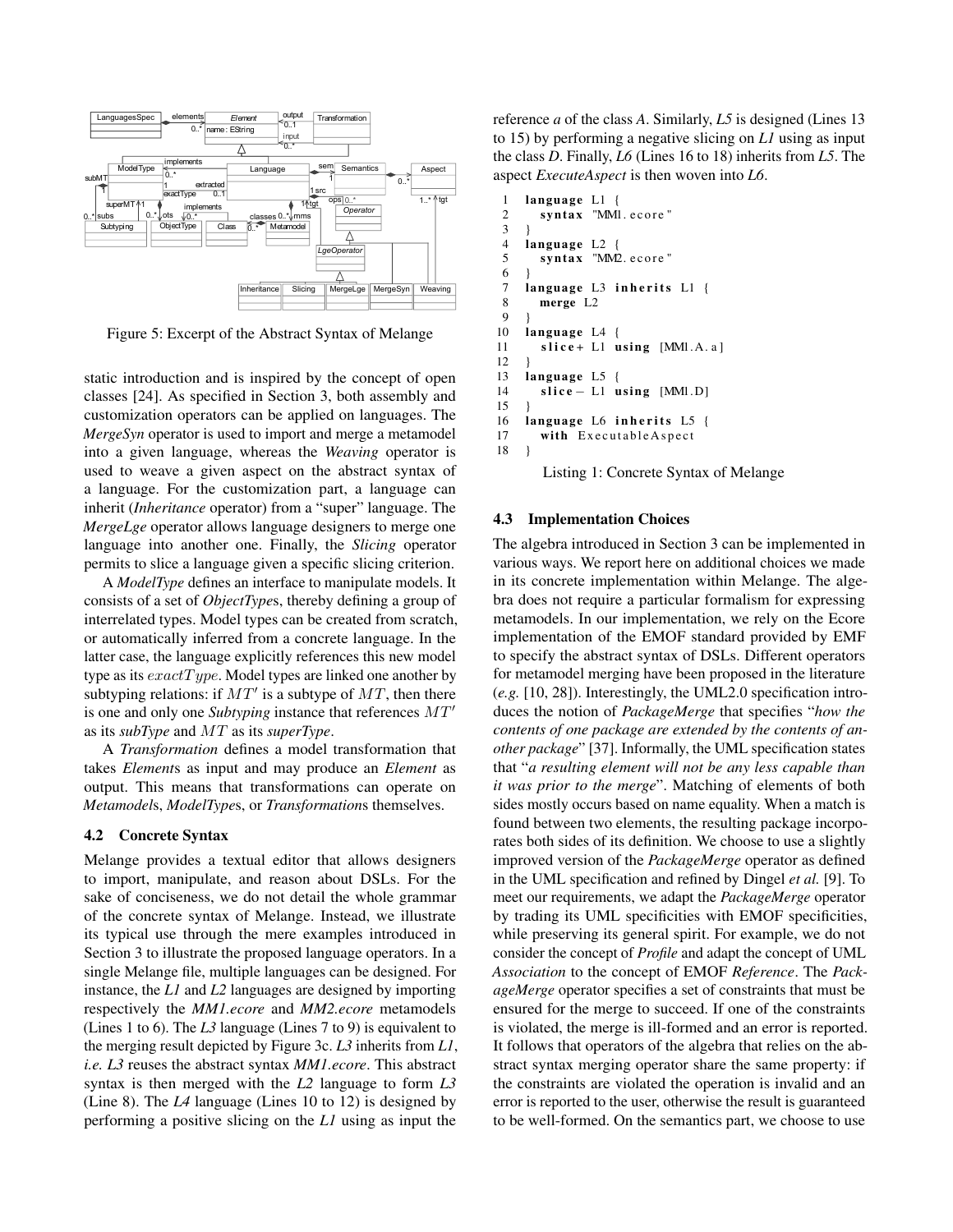Figure 5: Excerpt of the Abstract Syntax of Melange

static introduction and is inspired by the concept of open classes [24]. As specified in Section 3, both assembly and customization operators can be applied on languages. The *MergeSyn* operator is used to import and merge a metamodel into a given language, whereas the *Weaving* operator is used to weave a given aspect on the abstract syntax of a language. For the customization part, a language can inherit (*Inheritance* operator) from a "super" language. The *MergeLge* operator allows language designers to merge one language into another one. Finally, the *Slicing* operator permits to slice a language given a specific slicing criterion.

A *ModelType* defines an interface to manipulate models. It consists of a set of *ObjectType*s, thereby defining a group of interrelated types. Model types can be created from scratch, or automatically inferred from a concrete language. In the latter case, the language explicitly references this new model type as its $exactType$. Model types are linked one another by subtyping relations: if $MT'$ is a subtype of $MT$, then there is one and only one *Subtyping* instance that references $MT'$ as its *subType* and $MT$ as its *superType*.

A *Transformation* defines a model transformation that takes *Element*s as input and may produce an *Element* as output. This means that transformations can operate on *Metamodel*s, *ModelType*s, or *Transformation*s themselves.

### 4.2 Concrete Syntax

Melange provides a textual editor that allows designers to import, manipulate, and reason about DSLs. For the sake of conciseness, we do not detail the whole grammar of the concrete syntax of Melange. Instead, we illustrate its typical use through the mere examples introduced in Section 3 to illustrate the proposed language operators. In a single Melange file, multiple languages can be designed. For instance, the *L1* and *L2* languages are designed by importing respectively the *MM1.ecore* and *MM2.ecore* metamodels (Lines 1 to 6). The *L3* language (Lines 7 to 9) is equivalent to the merging result depicted by Figure 3c. *L3* inherits from *L1*, *i.e. L3* reuses the abstract syntax *MM1.ecore*. This abstract syntax is then merged with the *L2* language to form *L3* (Line 8). The *L4* language (Lines 10 to 12) is designed by performing a positive slicing on the *L1* using as input the reference *a* of the class *A*. Similarly, *L5* is designed (Lines 13 to 15) by performing a negative slicing on *L1* using as input the class *D*. Finally, *L6* (Lines 16 to 18) inherits from *L5*. The aspect *ExecuteAspect* is then woven into *L6*.

```
1  language L1 {
2    syntax "MM1.ecore"
3  }
4  language L2 {
5    syntax "MM2.ecore"
6  }
7  language L3 inherits L1 {
8    merge L2
9  }
10 language L4 {
11   slice+ L1 using [MM1.A.a]
12 }
13 language L5 {
14   slice- L1 using [MM1.D]
15 }
16 language L6 inherits L5 {
17   with ExecutableAspect
18 }
```

Listing 1: Concrete Syntax of Melange

### 4.3 Implementation Choices

The algebra introduced in Section 3 can be implemented in various ways. We report here on additional choices we made in its concrete implementation within Melange. The algebra does not require a particular formalism for expressing metamodels. In our implementation, we rely on the Ecore implementation of the EMOF standard provided by EMF to specify the abstract syntax of DSLs. Different operators for metamodel merging have been proposed in the literature (*e.g.* [10, 28]). Interestingly, the UML2.0 specification introduces the notion of *PackageMerge* that specifies "*how the contents of one package are extended by the contents of another package*" [37]. Informally, the UML specification states that "*a resulting element will not be any less capable than it was prior to the merge*". Matching of elements of both sides mostly occurs based on name equality. When a match is found between two elements, the resulting package incorporates both sides of its definition. We choose to use a slightly improved version of the *PackageMerge* operator as defined in the UML specification and refined by Dingel *et al.* [9]. To meet our requirements, we adapt the *PackageMerge* operator by trading its UML specificities with EMOF specificities, while preserving its general spirit. For example, we do not consider the concept of *Profile* and adapt the concept of UML *Association* to the concept of EMOF *Reference*. The *PackageMerge* operator specifies a set of constraints that must be ensured for the merge to succeed. If one of the constraints is violated, the merge is ill-formed and an error is reported. It follows that operators of the algebra that relies on the abstract syntax merging operator share the same property: if the constraints are violated the operation is invalid and an error is reported to the user, otherwise the result is guaranteed to be well-formed. On the semantics part, we choose to use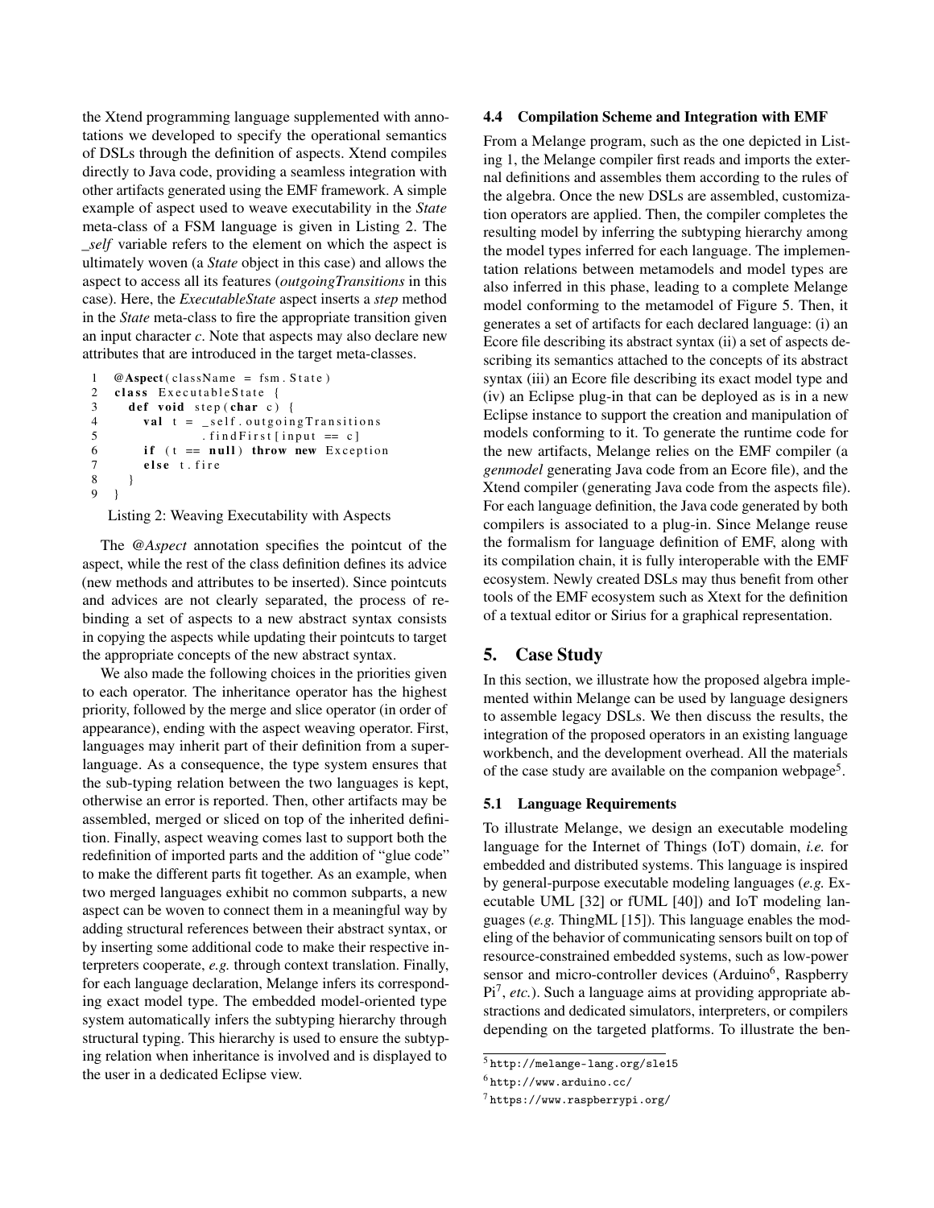the Xtend programming language supplemented with annotations we developed to specify the operational semantics of DSLs through the definition of aspects. Xtend compiles directly to Java code, providing a seamless integration with other artifacts generated using the EMF framework. A simple example of aspect used to weave executability in the *State* meta-class of a FSM language is given in Listing 2. The *_self* variable refers to the element on which the aspect is ultimately woven (a *State* object in this case) and allows the aspect to access all its features (*outgoingTransitions* in this case). Here, the *ExecutableState* aspect inserts a *step* method in the *State* meta-class to fire the appropriate transition given an input character *c*. Note that aspects may also declare new attributes that are introduced in the target meta-classes.

```
1  @Aspect(className = fsm.State)
2  class ExecutableState {
3    def void step(char c) {
4      val t = _self.outgoingTransitions
5                .findFirst[input == c]
6      if (t == null) throw new Exception
7      else t.fire
8    }
9  }
```

Listing 2: Weaving Executability with Aspects

The *@Aspect* annotation specifies the pointcut of the aspect, while the rest of the class definition defines its advice (new methods and attributes to be inserted). Since pointcuts and advices are not clearly separated, the process of rebinding a set of aspects to a new abstract syntax consists in copying the aspects while updating their pointcuts to target the appropriate concepts of the new abstract syntax.

We also made the following choices in the priorities given to each operator. The inheritance operator has the highest priority, followed by the merge and slice operator (in order of appearance), ending with the aspect weaving operator. First, languages may inherit part of their definition from a super-language. As a consequence, the type system ensures that the sub-typing relation between the two languages is kept, otherwise an error is reported. Then, other artifacts may be assembled, merged or sliced on top of the inherited definition. Finally, aspect weaving comes last to support both the redefinition of imported parts and the addition of "glue code" to make the different parts fit together. As an example, when two merged languages exhibit no common subparts, a new aspect can be woven to connect them in a meaningful way by adding structural references between their abstract syntax, or by inserting some additional code to make their respective interpreters cooperate, *e.g.* through context translation. Finally, for each language declaration, Melange infers its corresponding exact model type. The embedded model-oriented type system automatically infers the subtyping hierarchy through structural typing. This hierarchy is used to ensure the subtyping relation when inheritance is involved and is displayed to the user in a dedicated Eclipse view.

### 4.4 Compilation Scheme and Integration with EMF

From a Melange program, such as the one depicted in Listing 1, the Melange compiler first reads and imports the external definitions and assembles them according to the rules of the algebra. Once the new DSLs are assembled, customization operators are applied. Then, the compiler completes the resulting model by inferring the subtyping hierarchy among the model types inferred for each language. The implementation relations between metamodels and model types are also inferred in this phase, leading to a complete Melange model conforming to the metamodel of Figure 5. Then, it generates a set of artifacts for each declared language: (i) an Ecore file describing its abstract syntax (ii) a set of aspects describing its semantics attached to the concepts of its abstract syntax (iii) an Ecore file describing its exact model type and (iv) an Eclipse plug-in that can be deployed as is in a new Eclipse instance to support the creation and manipulation of models conforming to it. To generate the runtime code for the new artifacts, Melange relies on the EMF compiler (a *genmodel* generating Java code from an Ecore file), and the Xtend compiler (generating Java code from the aspects file). For each language definition, the Java code generated by both compilers is associated to a plug-in. Since Melange reuse the formalism for language definition of EMF, along with its compilation chain, it is fully interoperable with the EMF ecosystem. Newly created DSLs may thus benefit from other tools of the EMF ecosystem such as Xtext for the definition of a textual editor or Sirius for a graphical representation.

## 5. Case Study

In this section, we illustrate how the proposed algebra implemented within Melange can be used by language designers to assemble legacy DSLs. We then discuss the results, the integration of the proposed operators in an existing language workbench, and the development overhead. All the materials of the case study are available on the companion webpage[5].

### 5.1 Language Requirements

To illustrate Melange, we design an executable modeling language for the Internet of Things (IoT) domain, *i.e.* for embedded and distributed systems. This language is inspired by general-purpose executable modeling languages (*e.g.* Executable UML [32] or fUML [40]) and IoT modeling languages (*e.g.* ThingML [15]). This language enables the modeling of the behavior of communicating sensors built on top of resource-constrained embedded systems, such as low-power sensor and micro-controller devices (Arduino[6], Raspberry Pi[7], *etc.*). Such a language aims at providing appropriate abstractions and dedicated simulators, interpreters, or compilers depending on the targeted platforms. To illustrate the ben-

[5] http://melange-lang.org/sle15

[6] http://www.arduino.cc/

[7] https://www.raspberrypi.org/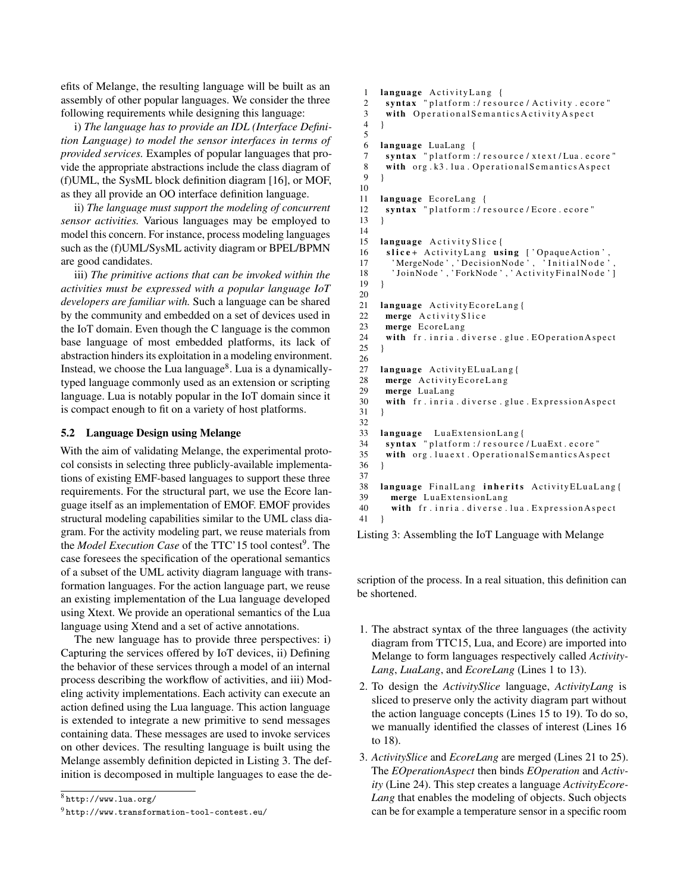efits of Melange, the resulting language will be built as an assembly of other popular languages. We consider the three following requirements while designing this language:

i) *The language has to provide an IDL (Interface Definition Language) to model the sensor interfaces in terms of provided services.* Examples of popular languages that provide the appropriate abstractions include the class diagram of (f)UML, the SysML block definition diagram [16], or MOF, as they all provide an OO interface definition language.

ii) *The language must support the modeling of concurrent sensor activities.* Various languages may be employed to model this concern. For instance, process modeling languages such as the (f)UML/SysML activity diagram or BPEL/BPMN are good candidates.

iii) *The primitive actions that can be invoked within the activities must be expressed with a popular language IoT developers are familiar with.* Such a language can be shared by the community and embedded on a set of devices used in the IoT domain. Even though the C language is the common base language of most embedded platforms, its lack of abstraction hinders its exploitation in a modeling environment. Instead, we choose the Lua language[8]. Lua is a dynamically-typed language commonly used as an extension or scripting language. Lua is notably popular in the IoT domain since it is compact enough to fit on a variety of host platforms.

### 5.2 Language Design using Melange

With the aim of validating Melange, the experimental protocol consists in selecting three publicly-available implementations of existing EMF-based languages to support these three requirements. For the structural part, we use the Ecore language itself as an implementation of EMOF. EMOF provides structural modeling capabilities similar to the UML class diagram. For the activity modeling part, we reuse materials from the *Model Execution Case* of the TTC'15 tool contest[9]. The case foresees the specification of the operational semantics of a subset of the UML activity diagram language with transformation languages. For the action language part, we reuse an existing implementation of the Lua language developed using Xtext. We provide an operational semantics of the Lua language using Xtend and a set of active annotations.

The new language has to provide three perspectives: i) Capturing the services offered by IoT devices, ii) Defining the behavior of these services through a model of an internal process describing the workflow of activities, and iii) Modeling activity implementations. Each activity can execute an action defined using the Lua language. This action language is extended to integrate a new primitive to send messages containing data. These messages are used to invoke services on other devices. The resulting language is built using the Melange assembly definition depicted in Listing 3. The definition is decomposed in multiple languages to ease the description of the process. In a real situation, this definition can be shortened.

```
1  language ActivityLang {
2   syntax "platform:/resource/Activity.ecore"
3   with OperationalSemanticsActivityAspect
4  }
5
6  language LuaLang {
7   syntax "platform:/resource/xtext/Lua.ecore"
8   with org.k3.lua.OperationalSemanticsAspect
9  }
10
11 language EcoreLang {
12  syntax "platform:/resource/Ecore.ecore"
13 }
14
15 language ActivitySlice{
16  slice+ ActivityLang using ['OpaqueAction',
17   'MergeNode','DecisionNode', 'InitialNode',
18   'JoinNode','ForkNode','ActivityFinalNode']
19 }
20
21 language ActivityEcoreLang{
22  merge ActivitySlice
23  merge EcoreLang
24  with fr.inria.diverse.glue.EOperationAspect
25 }
26
27 language ActivityELuaLang{
28  merge ActivityEcoreLang
29  merge LuaLang
30  with fr.inria.diverse.glue.ExpressionAspect
31 }
32
33 language  LuaExtensionLang{
34  syntax "platform:/resource/LuaExt.ecore"
35  with org.luaext.OperationalSemanticsAspect
36 }
37
38 language FinalLang inherits ActivityELuaLang{
39   merge LuaExtensionLang
40   with fr.inria.diverse.lua.ExpressionAspect
41 }
```

Listing 3: Assembling the IoT Language with Melange

1. The abstract syntax of the three languages (the activity diagram from TTC15, Lua, and Ecore) are imported into Melange to form languages respectively called *ActivityLang*, *LuaLang*, and *EcoreLang* (Lines 1 to 13).
2. To design the *ActivitySlice* language, *ActivityLang* is sliced to preserve only the activity diagram part without the action language concepts (Lines 15 to 19). To do so, we manually identified the classes of interest (Lines 16 to 18).
3. *ActivitySlice* and *EcoreLang* are merged (Lines 21 to 25). The *EOperationAspect* then binds *EOperation* and *Activity* (Line 24). This step creates a language *ActivityEcoreLang* that enables the modeling of objects. Such objects can be for example a temperature sensor in a specific room

[8] http://www.lua.org/

[9] http://www.transformation-tool-contest.eu/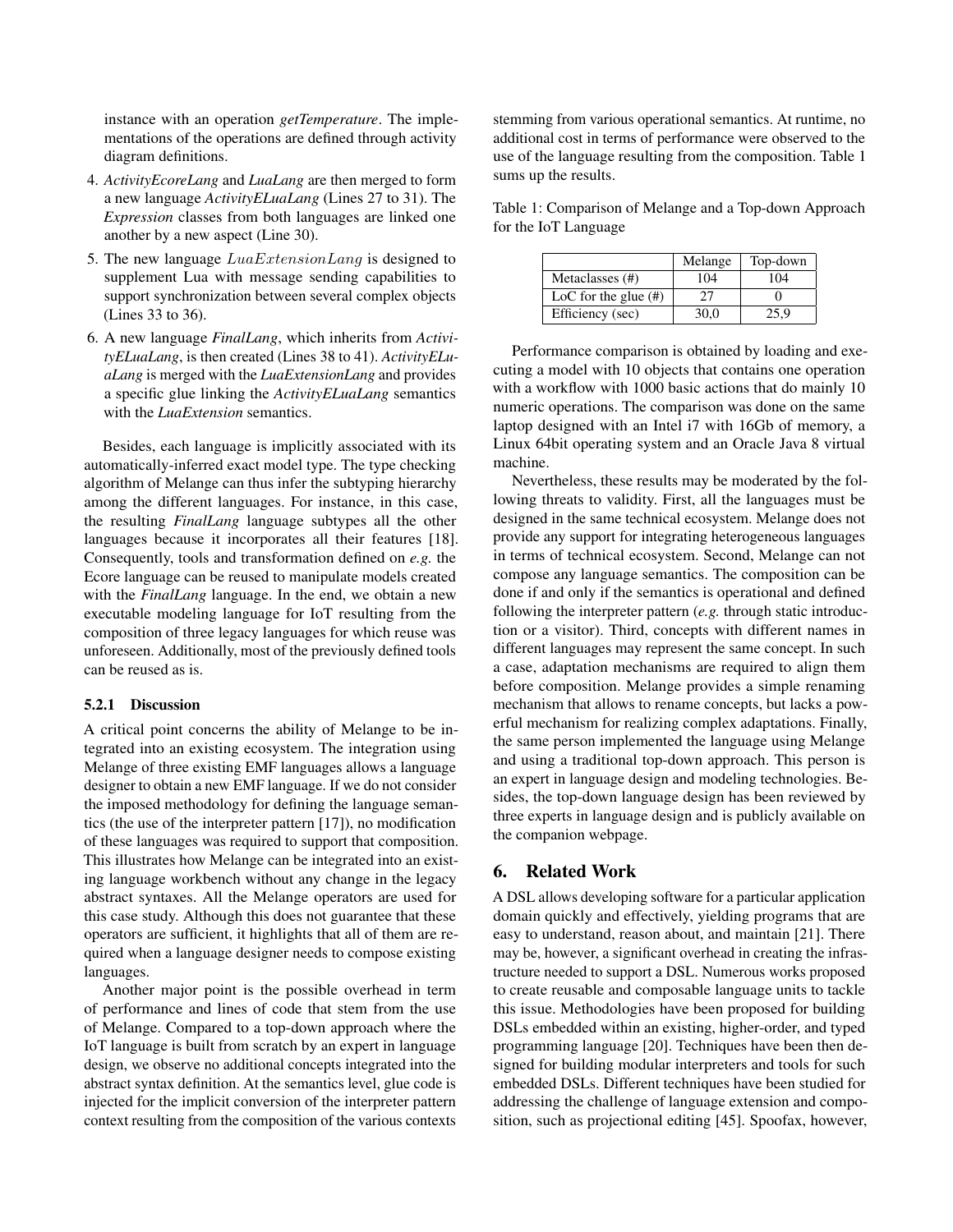instance with an operation *getTemperature*. The implementations of the operations are defined through activity diagram definitions.

4. *ActivityEcoreLang* and *LuaLang* are then merged to form a new language *ActivityELuaLang* (Lines 27 to 31). The *Expression* classes from both languages are linked one another by a new aspect (Line 30).
5. The new language $LuaExtensionLang$ is designed to supplement Lua with message sending capabilities to support synchronization between several complex objects (Lines 33 to 36).
6. A new language *FinalLang*, which inherits from *ActivityELuaLang*, is then created (Lines 38 to 41). *ActivityELuaLang* is merged with the *LuaExtensionLang* and provides a specific glue linking the *ActivityELuaLang* semantics with the *LuaExtension* semantics.

Besides, each language is implicitly associated with its automatically-inferred exact model type. The type checking algorithm of Melange can thus infer the subtyping hierarchy among the different languages. For instance, in this case, the resulting *FinalLang* language subtypes all the other languages because it incorporates all their features [18]. Consequently, tools and transformation defined on *e.g.* the Ecore language can be reused to manipulate models created with the *FinalLang* language. In the end, we obtain a new executable modeling language for IoT resulting from the composition of three legacy languages for which reuse was unforeseen. Additionally, most of the previously defined tools can be reused as is.

#### 5.2.1 Discussion

A critical point concerns the ability of Melange to be integrated into an existing ecosystem. The integration using Melange of three existing EMF languages allows a language designer to obtain a new EMF language. If we do not consider the imposed methodology for defining the language semantics (the use of the interpreter pattern [17]), no modification of these languages was required to support that composition. This illustrates how Melange can be integrated into an existing language workbench without any change in the legacy abstract syntaxes. All the Melange operators are used for this case study. Although this does not guarantee that these operators are sufficient, it highlights that all of them are required when a language designer needs to compose existing languages.

Another major point is the possible overhead in term of performance and lines of code that stem from the use of Melange. Compared to a top-down approach where the IoT language is built from scratch by an expert in language design, we observe no additional concepts integrated into the abstract syntax definition. At the semantics level, glue code is injected for the implicit conversion of the interpreter pattern context resulting from the composition of the various contexts stemming from various operational semantics. At runtime, no additional cost in terms of performance were observed to the use of the language resulting from the composition. Table 1 sums up the results.

Table 1: Comparison of Melange and a Top-down Approach for the IoT Language

| | Melange | Top-down |
|---|---|---|
| Metaclasses (#) | 104 | 104 |
| LoC for the glue (#) | 27 | 0 |
| Efficiency (sec) | 30,0 | 25,9 |

Performance comparison is obtained by loading and executing a model with 10 objects that contains one operation with a workflow with 1000 basic actions that do mainly 10 numeric operations. The comparison was done on the same laptop designed with an Intel i7 with 16Gb of memory, a Linux 64bit operating system and an Oracle Java 8 virtual machine.

Nevertheless, these results may be moderated by the following threats to validity. First, all the languages must be designed in the same technical ecosystem. Melange does not provide any support for integrating heterogeneous languages in terms of technical ecosystem. Second, Melange can not compose any language semantics. The composition can be done if and only if the semantics is operational and defined following the interpreter pattern (*e.g.* through static introduction or a visitor). Third, concepts with different names in different languages may represent the same concept. In such a case, adaptation mechanisms are required to align them before composition. Melange provides a simple renaming mechanism that allows to rename concepts, but lacks a powerful mechanism for realizing complex adaptations. Finally, the same person implemented the language using Melange and using a traditional top-down approach. This person is an expert in language design and modeling technologies. Besides, the top-down language design has been reviewed by three experts in language design and is publicly available on the companion webpage.

## 6. Related Work

A DSL allows developing software for a particular application domain quickly and effectively, yielding programs that are easy to understand, reason about, and maintain [21]. There may be, however, a significant overhead in creating the infrastructure needed to support a DSL. Numerous works proposed to create reusable and composable language units to tackle this issue. Methodologies have been proposed for building DSLs embedded within an existing, higher-order, and typed programming language [20]. Techniques have been then designed for building modular interpreters and tools for such embedded DSLs. Different techniques have been studied for addressing the challenge of language extension and composition, such as projectional editing [45]. Spoofax, however,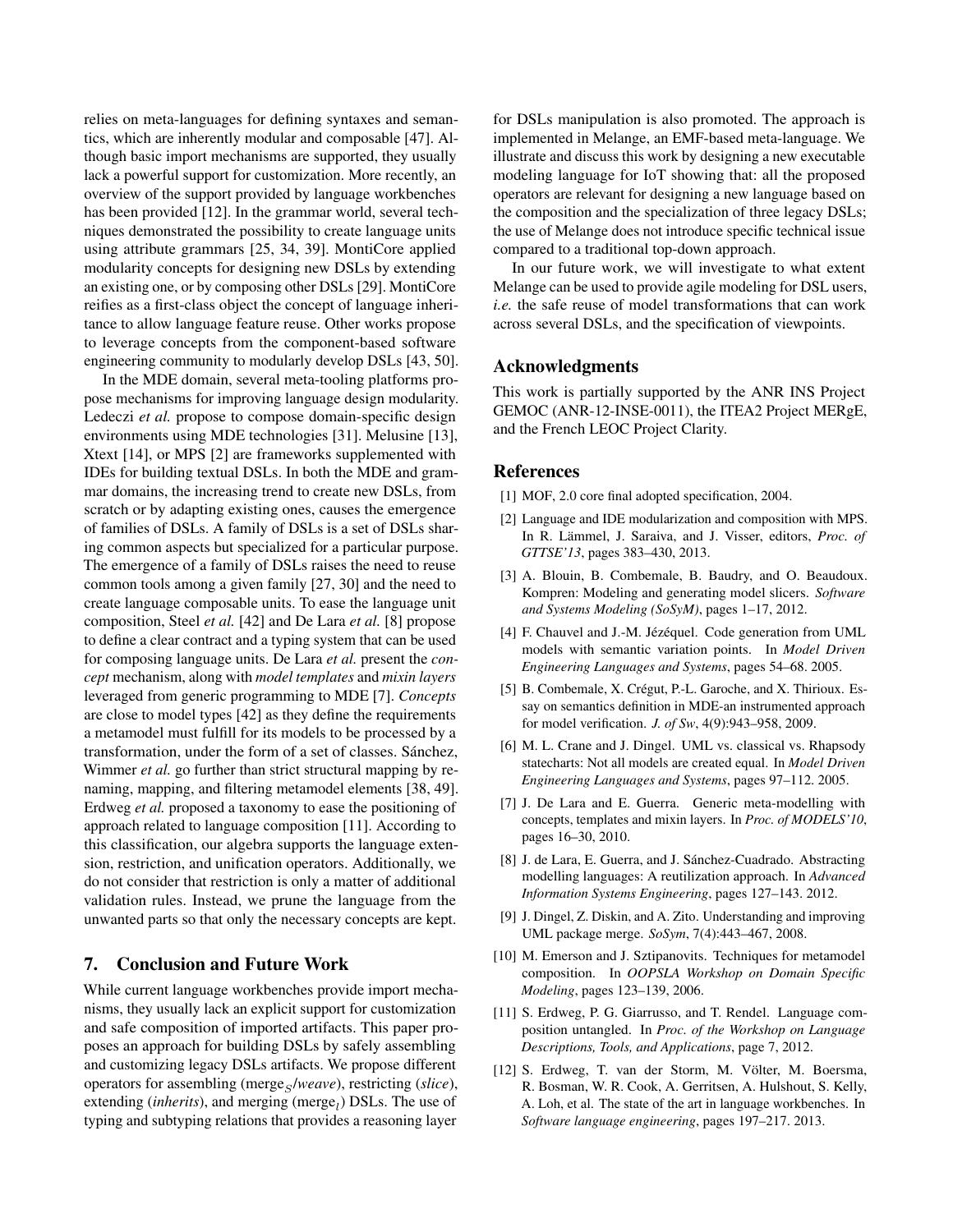relies on meta-languages for defining syntaxes and semantics, which are inherently modular and composable [47]. Although basic import mechanisms are supported, they usually lack a powerful support for customization. More recently, an overview of the support provided by language workbenches has been provided [12]. In the grammar world, several techniques demonstrated the possibility to create language units using attribute grammars [25, 34, 39]. MontiCore applied modularity concepts for designing new DSLs by extending an existing one, or by composing other DSLs [29]. MontiCore reifies as a first-class object the concept of language inheritance to allow language feature reuse. Other works propose to leverage concepts from the component-based software engineering community to modularly develop DSLs [43, 50].

In the MDE domain, several meta-tooling platforms propose mechanisms for improving language design modularity. Ledeczi *et al.* propose to compose domain-specific design environments using MDE technologies [31]. Melusine [13], Xtext [14], or MPS [2] are frameworks supplemented with IDEs for building textual DSLs. In both the MDE and grammar domains, the increasing trend to create new DSLs, from scratch or by adapting existing ones, causes the emergence of families of DSLs. A family of DSLs is a set of DSLs sharing common aspects but specialized for a particular purpose. The emergence of a family of DSLs raises the need to reuse common tools among a given family [27, 30] and the need to create language composable units. To ease the language unit composition, Steel *et al.* [42] and De Lara *et al.* [8] propose to define a clear contract and a typing system that can be used for composing language units. De Lara *et al.* present the *concept* mechanism, along with *model templates* and *mixin layers* leveraged from generic programming to MDE [7]. *Concepts* are close to model types [42] as they define the requirements a metamodel must fulfill for its models to be processed by a transformation, under the form of a set of classes. Sánchez, Wimmer *et al.* go further than strict structural mapping by renaming, mapping, and filtering metamodel elements [38, 49]. Erdweg *et al.* proposed a taxonomy to ease the positioning of approach related to language composition [11]. According to this classification, our algebra supports the language extension, restriction, and unification operators. Additionally, we do not consider that restriction is only a matter of additional validation rules. Instead, we prune the language from the unwanted parts so that only the necessary concepts are kept.

## 7. Conclusion and Future Work

While current language workbenches provide import mechanisms, they usually lack an explicit support for customization and safe composition of imported artifacts. This paper proposes an approach for building DSLs by safely assembling and customizing legacy DSLs artifacts. We propose different operators for assembling (merge$_S$/*weave*), restricting (*slice*), extending (*inherits*), and merging (merge$_l$) DSLs. The use of typing and subtyping relations that provides a reasoning layer for DSLs manipulation is also promoted. The approach is implemented in Melange, an EMF-based meta-language. We illustrate and discuss this work by designing a new executable modeling language for IoT showing that: all the proposed operators are relevant for designing a new language based on the composition and the specialization of three legacy DSLs; the use of Melange does not introduce specific technical issue compared to a traditional top-down approach.

In our future work, we will investigate to what extent Melange can be used to provide agile modeling for DSL users, *i.e.* the safe reuse of model transformations that can work across several DSLs, and the specification of viewpoints.

## Acknowledgments

This work is partially supported by the ANR INS Project GEMOC (ANR-12-INSE-0011), the ITEA2 Project MERgE, and the French LEOC Project Clarity.

## References

[1] MOF, 2.0 core final adopted specification, 2004.

[2] Language and IDE modularization and composition with MPS. In R. Lämmel, J. Saraiva, and J. Visser, editors, *Proc. of GTTSE'13*, pages 383–430, 2013.

[3] A. Blouin, B. Combemale, B. Baudry, and O. Beaudoux. Kompren: Modeling and generating model slicers. *Software and Systems Modeling (SoSyM)*, pages 1–17, 2012.

[4] F. Chauvel and J.-M. Jézéquel. Code generation from UML models with semantic variation points. In *Model Driven Engineering Languages and Systems*, pages 54–68. 2005.

[5] B. Combemale, X. Crégut, P.-L. Garoche, and X. Thirioux. Essay on semantics definition in MDE-an instrumented approach for model verification. *J. of Sw*, 4(9):943–958, 2009.

[6] M. L. Crane and J. Dingel. UML vs. classical vs. Rhapsody statecharts: Not all models are created equal. In *Model Driven Engineering Languages and Systems*, pages 97–112. 2005.

[7] J. De Lara and E. Guerra. Generic meta-modelling with concepts, templates and mixin layers. In *Proc. of MODELS'10*, pages 16–30, 2010.

[8] J. de Lara, E. Guerra, and J. Sánchez-Cuadrado. Abstracting modelling languages: A reutilization approach. In *Advanced Information Systems Engineering*, pages 127–143. 2012.

[9] J. Dingel, Z. Diskin, and A. Zito. Understanding and improving UML package merge. *SoSym*, 7(4):443–467, 2008.

[10] M. Emerson and J. Sztipanovits. Techniques for metamodel composition. In *OOPSLA Workshop on Domain Specific Modeling*, pages 123–139, 2006.

[11] S. Erdweg, P. G. Giarrusso, and T. Rendel. Language composition untangled. In *Proc. of the Workshop on Language Descriptions, Tools, and Applications*, page 7, 2012.

[12] S. Erdweg, T. van der Storm, M. Völter, M. Boersma, R. Bosman, W. R. Cook, A. Gerritsen, A. Hulshout, S. Kelly, A. Loh, et al. The state of the art in language workbenches. In *Software language engineering*, pages 197–217. 2013.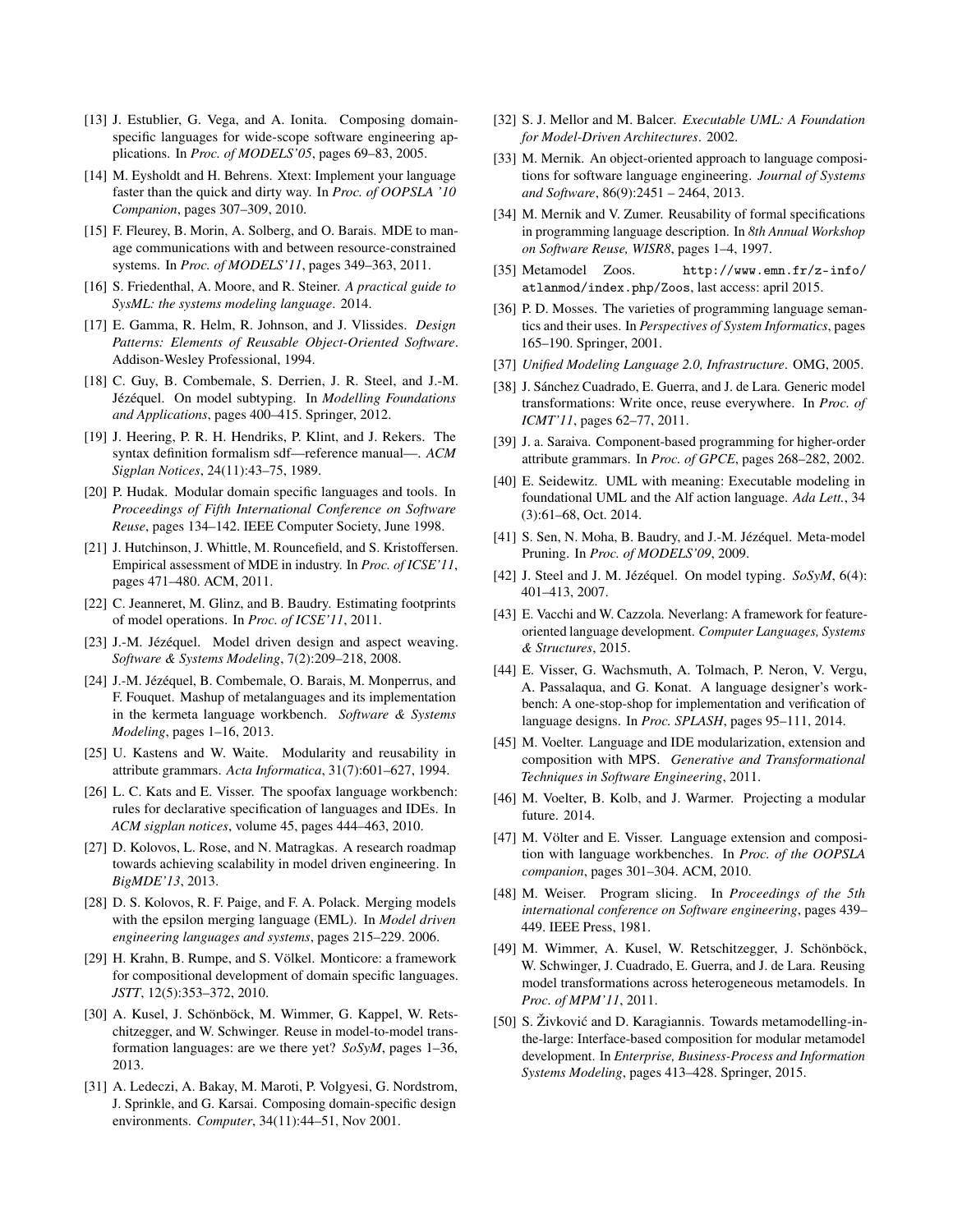[13] J. Estublier, G. Vega, and A. Ionita. Composing domain-specific languages for wide-scope software engineering applications. In *Proc. of MODELS'05*, pages 69–83, 2005.

[14] M. Eysholdt and H. Behrens. Xtext: Implement your language faster than the quick and dirty way. In *Proc. of OOPSLA '10 Companion*, pages 307–309, 2010.

[15] F. Fleurey, B. Morin, A. Solberg, and O. Barais. MDE to manage communications with and between resource-constrained systems. In *Proc. of MODELS'11*, pages 349–363, 2011.

[16] S. Friedenthal, A. Moore, and R. Steiner. *A practical guide to SysML: the systems modeling language*. 2014.

[17] E. Gamma, R. Helm, R. Johnson, and J. Vlissides. *Design Patterns: Elements of Reusable Object-Oriented Software*. Addison-Wesley Professional, 1994.

[18] C. Guy, B. Combemale, S. Derrien, J. R. Steel, and J.-M. Jézéquel. On model subtyping. In *Modelling Foundations and Applications*, pages 400–415. Springer, 2012.

[19] J. Heering, P. R. H. Hendriks, P. Klint, and J. Rekers. The syntax definition formalism sdf—reference manual—. *ACM Sigplan Notices*, 24(11):43–75, 1989.

[20] P. Hudak. Modular domain specific languages and tools. In *Proceedings of Fifth International Conference on Software Reuse*, pages 134–142. IEEE Computer Society, June 1998.

[21] J. Hutchinson, J. Whittle, M. Rouncefield, and S. Kristoffersen. Empirical assessment of MDE in industry. In *Proc. of ICSE'11*, pages 471–480. ACM, 2011.

[22] C. Jeanneret, M. Glinz, and B. Baudry. Estimating footprints of model operations. In *Proc. of ICSE'11*, 2011.

[23] J.-M. Jézéquel. Model driven design and aspect weaving. *Software & Systems Modeling*, 7(2):209–218, 2008.

[24] J.-M. Jézéquel, B. Combemale, O. Barais, M. Monperrus, and F. Fouquet. Mashup of metalanguages and its implementation in the kermeta language workbench. *Software & Systems Modeling*, pages 1–16, 2013.

[25] U. Kastens and W. Waite. Modularity and reusability in attribute grammars. *Acta Informatica*, 31(7):601–627, 1994.

[26] L. C. Kats and E. Visser. The spoofax language workbench: rules for declarative specification of languages and IDEs. In *ACM sigplan notices*, volume 45, pages 444–463, 2010.

[27] D. Kolovos, L. Rose, and N. Matragkas. A research roadmap towards achieving scalability in model driven engineering. In *BigMDE'13*, 2013.

[28] D. S. Kolovos, R. F. Paige, and F. A. Polack. Merging models with the epsilon merging language (EML). In *Model driven engineering languages and systems*, pages 215–229. 2006.

[29] H. Krahn, B. Rumpe, and S. Völkel. Monticore: a framework for compositional development of domain specific languages. *JSTT*, 12(5):353–372, 2010.

[30] A. Kusel, J. Schönböck, M. Wimmer, G. Kappel, W. Retschitzegger, and W. Schwinger. Reuse in model-to-model transformation languages: are we there yet? *SoSyM*, pages 1–36, 2013.

[31] A. Ledeczi, A. Bakay, M. Maroti, P. Volgyesi, G. Nordstrom, J. Sprinkle, and G. Karsai. Composing domain-specific design environments. *Computer*, 34(11):44–51, Nov 2001.

[32] S. J. Mellor and M. Balcer. *Executable UML: A Foundation for Model-Driven Architectures*. 2002.

[33] M. Mernik. An object-oriented approach to language compositions for software language engineering. *Journal of Systems and Software*, 86(9):2451 – 2464, 2013.

[34] M. Mernik and V. Zumer. Reusability of formal specifications in programming language description. In *8th Annual Workshop on Software Reuse, WISR8*, pages 1–4, 1997.

[35] Metamodel Zoos. `http://www.emn.fr/z-info/atlanmod/index.php/Zoos`, last access: april 2015.

[36] P. D. Mosses. The varieties of programming language semantics and their uses. In *Perspectives of System Informatics*, pages 165–190. Springer, 2001.

[37] *Unified Modeling Language 2.0, Infrastructure*. OMG, 2005.

[38] J. Sánchez Cuadrado, E. Guerra, and J. de Lara. Generic model transformations: Write once, reuse everywhere. In *Proc. of ICMT'11*, pages 62–77, 2011.

[39] J. a. Saraiva. Component-based programming for higher-order attribute grammars. In *Proc. of GPCE*, pages 268–282, 2002.

[40] E. Seidewitz. UML with meaning: Executable modeling in foundational UML and the Alf action language. *Ada Lett.*, 34 (3):61–68, Oct. 2014.

[41] S. Sen, N. Moha, B. Baudry, and J.-M. Jézéquel. Meta-model Pruning. In *Proc. of MODELS'09*, 2009.

[42] J. Steel and J. M. Jézéquel. On model typing. *SoSyM*, 6(4): 401–413, 2007.

[43] E. Vacchi and W. Cazzola. Neverlang: A framework for feature-oriented language development. *Computer Languages, Systems & Structures*, 2015.

[44] E. Visser, G. Wachsmuth, A. Tolmach, P. Neron, V. Vergu, A. Passalaqua, and G. Konat. A language designer's workbench: A one-stop-shop for implementation and verification of language designs. In *Proc. SPLASH*, pages 95–111, 2014.

[45] M. Voelter. Language and IDE modularization, extension and composition with MPS. *Generative and Transformational Techniques in Software Engineering*, 2011.

[46] M. Voelter, B. Kolb, and J. Warmer. Projecting a modular future. 2014.

[47] M. Völter and E. Visser. Language extension and composition with language workbenches. In *Proc. of the OOPSLA companion*, pages 301–304. ACM, 2010.

[48] M. Weiser. Program slicing. In *Proceedings of the 5th international conference on Software engineering*, pages 439–449. IEEE Press, 1981.

[49] M. Wimmer, A. Kusel, W. Retschitzegger, J. Schönböck, W. Schwinger, J. Cuadrado, E. Guerra, and J. de Lara. Reusing model transformations across heterogeneous metamodels. In *Proc. of MPM'11*, 2011.

[50] S. Živković and D. Karagiannis. Towards metamodelling-in-the-large: Interface-based composition for modular metamodel development. In *Enterprise, Business-Process and Information Systems Modeling*, pages 413–428. Springer, 2015.